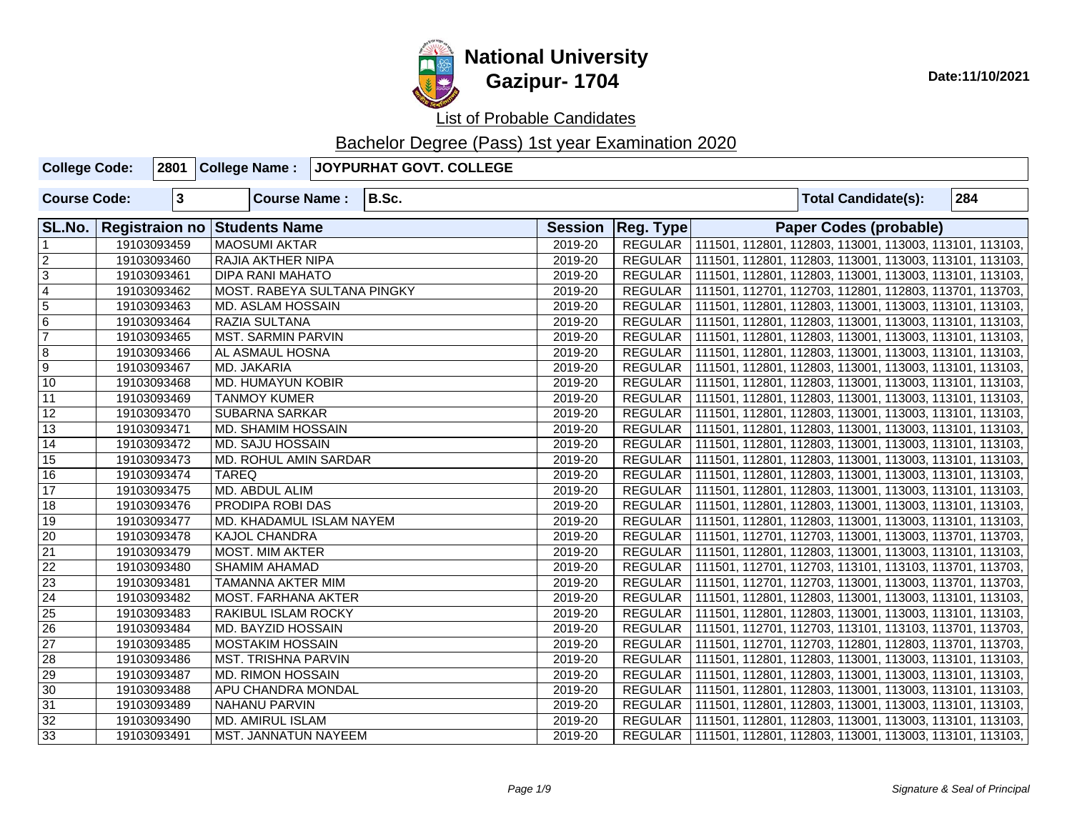# National University
## Gazipur- 1704

Date:11/10/2021

List of Probable Candidates

Bachelor Degree (Pass) 1st year Examination 2020

| College Code: | 2801 | College Name : | JOYPURHAT GOVT. COLLEGE |
|---|---|---|---|

| Course Code: | 3 | Course Name : | B.Sc. | Total Candidate(s): | 284 |
|---|---|---|---|---|---|

| SL.No. | Registraion no | Students Name | Session | Reg. Type | Paper Codes (probable) |
|---|---|---|---|---|---|
| 1 | 19103093459 | MAOSUMI AKTAR | 2019-20 | REGULAR | 111501, 112801, 112803, 113001, 113003, 113101, 113103, |
| 2 | 19103093460 | RAJIA AKTHER NIPA | 2019-20 | REGULAR | 111501, 112801, 112803, 113001, 113003, 113101, 113103, |
| 3 | 19103093461 | DIPA RANI MAHATO | 2019-20 | REGULAR | 111501, 112801, 112803, 113001, 113003, 113101, 113103, |
| 4 | 19103093462 | MOST. RABEYA SULTANA PINGKY | 2019-20 | REGULAR | 111501, 112701, 112703, 112801, 112803, 113701, 113703, |
| 5 | 19103093463 | MD. ASLAM HOSSAIN | 2019-20 | REGULAR | 111501, 112801, 112803, 113001, 113003, 113101, 113103, |
| 6 | 19103093464 | RAZIA SULTANA | 2019-20 | REGULAR | 111501, 112801, 112803, 113001, 113003, 113101, 113103, |
| 7 | 19103093465 | MST. SARMIN PARVIN | 2019-20 | REGULAR | 111501, 112801, 112803, 113001, 113003, 113101, 113103, |
| 8 | 19103093466 | AL ASMAUL HOSNA | 2019-20 | REGULAR | 111501, 112801, 112803, 113001, 113003, 113101, 113103, |
| 9 | 19103093467 | MD. JAKARIA | 2019-20 | REGULAR | 111501, 112801, 112803, 113001, 113003, 113101, 113103, |
| 10 | 19103093468 | MD. HUMAYUN KOBIR | 2019-20 | REGULAR | 111501, 112801, 112803, 113001, 113003, 113101, 113103, |
| 11 | 19103093469 | TANMOY KUMER | 2019-20 | REGULAR | 111501, 112801, 112803, 113001, 113003, 113101, 113103, |
| 12 | 19103093470 | SUBARNA SARKAR | 2019-20 | REGULAR | 111501, 112801, 112803, 113001, 113003, 113101, 113103, |
| 13 | 19103093471 | MD. SHAMIM HOSSAIN | 2019-20 | REGULAR | 111501, 112801, 112803, 113001, 113003, 113101, 113103, |
| 14 | 19103093472 | MD. SAJU HOSSAIN | 2019-20 | REGULAR | 111501, 112801, 112803, 113001, 113003, 113101, 113103, |
| 15 | 19103093473 | MD. ROHUL AMIN SARDAR | 2019-20 | REGULAR | 111501, 112801, 112803, 113001, 113003, 113101, 113103, |
| 16 | 19103093474 | TAREQ | 2019-20 | REGULAR | 111501, 112801, 112803, 113001, 113003, 113101, 113103, |
| 17 | 19103093475 | MD. ABDUL ALIM | 2019-20 | REGULAR | 111501, 112801, 112803, 113001, 113003, 113101, 113103, |
| 18 | 19103093476 | PRODIPA ROBI DAS | 2019-20 | REGULAR | 111501, 112801, 112803, 113001, 113003, 113101, 113103, |
| 19 | 19103093477 | MD. KHADAMUL ISLAM NAYEM | 2019-20 | REGULAR | 111501, 112801, 112803, 113001, 113003, 113101, 113103, |
| 20 | 19103093478 | KAJOL CHANDRA | 2019-20 | REGULAR | 111501, 112701, 112703, 113001, 113003, 113701, 113703, |
| 21 | 19103093479 | MOST. MIM AKTER | 2019-20 | REGULAR | 111501, 112801, 112803, 113001, 113003, 113101, 113103, |
| 22 | 19103093480 | SHAMIM AHAMAD | 2019-20 | REGULAR | 111501, 112701, 112703, 113101, 113103, 113701, 113703, |
| 23 | 19103093481 | TAMANNA AKTER MIM | 2019-20 | REGULAR | 111501, 112701, 112703, 113001, 113003, 113701, 113703, |
| 24 | 19103093482 | MOST. FARHANA AKTER | 2019-20 | REGULAR | 111501, 112801, 112803, 113001, 113003, 113101, 113103, |
| 25 | 19103093483 | RAKIBUL ISLAM ROCKY | 2019-20 | REGULAR | 111501, 112801, 112803, 113001, 113003, 113101, 113103, |
| 26 | 19103093484 | MD. BAYZID HOSSAIN | 2019-20 | REGULAR | 111501, 112701, 112703, 113101, 113103, 113701, 113703, |
| 27 | 19103093485 | MOSTAKIM HOSSAIN | 2019-20 | REGULAR | 111501, 112701, 112703, 112801, 112803, 113701, 113703, |
| 28 | 19103093486 | MST. TRISHNA PARVIN | 2019-20 | REGULAR | 111501, 112801, 112803, 113001, 113003, 113101, 113103, |
| 29 | 19103093487 | MD. RIMON HOSSAIN | 2019-20 | REGULAR | 111501, 112801, 112803, 113001, 113003, 113101, 113103, |
| 30 | 19103093488 | APU CHANDRA MONDAL | 2019-20 | REGULAR | 111501, 112801, 112803, 113001, 113003, 113101, 113103, |
| 31 | 19103093489 | NAHANU PARVIN | 2019-20 | REGULAR | 111501, 112801, 112803, 113001, 113003, 113101, 113103, |
| 32 | 19103093490 | MD. AMIRUL ISLAM | 2019-20 | REGULAR | 111501, 112801, 112803, 113001, 113003, 113101, 113103, |
| 33 | 19103093491 | MST. JANNATUN NAYEEM | 2019-20 | REGULAR | 111501, 112801, 112803, 113001, 113003, 113101, 113103, |

*Signature & Seal of Principal*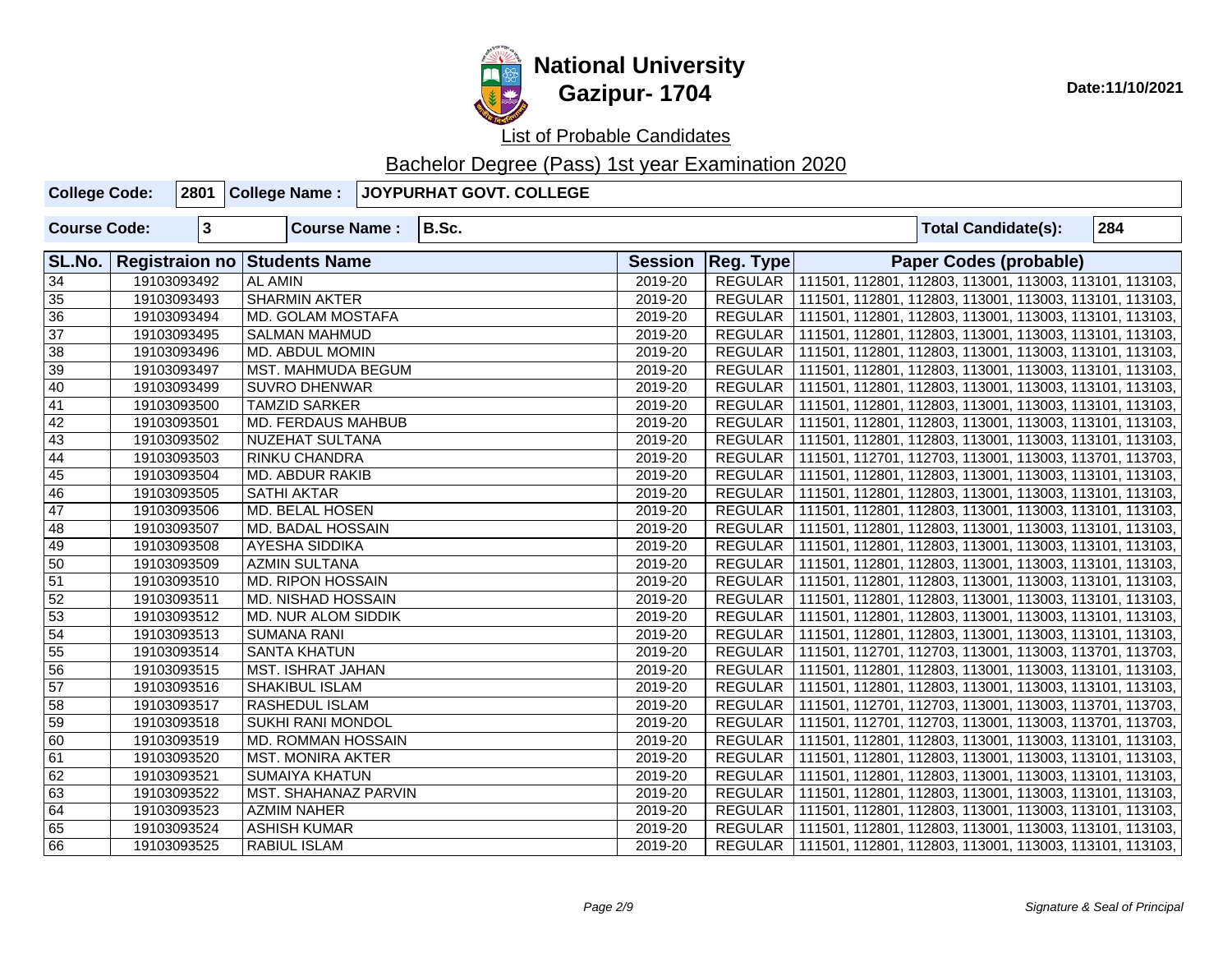# National University
## Gazipur- 1704

Date:11/10/2021

List of Probable Candidates

Bachelor Degree (Pass) 1st year Examination 2020

| College Code: | 2801 | College Name : | JOYPURHAT GOVT. COLLEGE |
|---|---|---|---|

| Course Code: | 3 | Course Name : | B.Sc. | Total Candidate(s): | 284 |
|---|---|---|---|---|---|

| SL.No. | Registraion no | Students Name | Session | Reg. Type | Paper Codes (probable) |
|---|---|---|---|---|---|
| 34 | 19103093492 | AL AMIN | 2019-20 | REGULAR | 111501, 112801, 112803, 113001, 113003, 113101, 113103, |
| 35 | 19103093493 | SHARMIN AKTER | 2019-20 | REGULAR | 111501, 112801, 112803, 113001, 113003, 113101, 113103, |
| 36 | 19103093494 | MD. GOLAM MOSTAFA | 2019-20 | REGULAR | 111501, 112801, 112803, 113001, 113003, 113101, 113103, |
| 37 | 19103093495 | SALMAN MAHMUD | 2019-20 | REGULAR | 111501, 112801, 112803, 113001, 113003, 113101, 113103, |
| 38 | 19103093496 | MD. ABDUL MOMIN | 2019-20 | REGULAR | 111501, 112801, 112803, 113001, 113003, 113101, 113103, |
| 39 | 19103093497 | MST. MAHMUDA BEGUM | 2019-20 | REGULAR | 111501, 112801, 112803, 113001, 113003, 113101, 113103, |
| 40 | 19103093499 | SUVRO DHENWAR | 2019-20 | REGULAR | 111501, 112801, 112803, 113001, 113003, 113101, 113103, |
| 41 | 19103093500 | TAMZID SARKER | 2019-20 | REGULAR | 111501, 112801, 112803, 113001, 113003, 113101, 113103, |
| 42 | 19103093501 | MD. FERDAUS MAHBUB | 2019-20 | REGULAR | 111501, 112801, 112803, 113001, 113003, 113101, 113103, |
| 43 | 19103093502 | NUZEHAT SULTANA | 2019-20 | REGULAR | 111501, 112801, 112803, 113001, 113003, 113101, 113103, |
| 44 | 19103093503 | RINKU CHANDRA | 2019-20 | REGULAR | 111501, 112701, 112703, 113001, 113003, 113701, 113703, |
| 45 | 19103093504 | MD. ABDUR RAKIB | 2019-20 | REGULAR | 111501, 112801, 112803, 113001, 113003, 113101, 113103, |
| 46 | 19103093505 | SATHI AKTAR | 2019-20 | REGULAR | 111501, 112801, 112803, 113001, 113003, 113101, 113103, |
| 47 | 19103093506 | MD. BELAL HOSEN | 2019-20 | REGULAR | 111501, 112801, 112803, 113001, 113003, 113101, 113103, |
| 48 | 19103093507 | MD. BADAL HOSSAIN | 2019-20 | REGULAR | 111501, 112801, 112803, 113001, 113003, 113101, 113103, |
| 49 | 19103093508 | AYESHA SIDDIKA | 2019-20 | REGULAR | 111501, 112801, 112803, 113001, 113003, 113101, 113103, |
| 50 | 19103093509 | AZMIN SULTANA | 2019-20 | REGULAR | 111501, 112801, 112803, 113001, 113003, 113101, 113103, |
| 51 | 19103093510 | MD. RIPON HOSSAIN | 2019-20 | REGULAR | 111501, 112801, 112803, 113001, 113003, 113101, 113103, |
| 52 | 19103093511 | MD. NISHAD HOSSAIN | 2019-20 | REGULAR | 111501, 112801, 112803, 113001, 113003, 113101, 113103, |
| 53 | 19103093512 | MD. NUR ALOM SIDDIK | 2019-20 | REGULAR | 111501, 112801, 112803, 113001, 113003, 113101, 113103, |
| 54 | 19103093513 | SUMANA RANI | 2019-20 | REGULAR | 111501, 112801, 112803, 113001, 113003, 113101, 113103, |
| 55 | 19103093514 | SANTA KHATUN | 2019-20 | REGULAR | 111501, 112701, 112703, 113001, 113003, 113701, 113703, |
| 56 | 19103093515 | MST. ISHRAT JAHAN | 2019-20 | REGULAR | 111501, 112801, 112803, 113001, 113003, 113101, 113103, |
| 57 | 19103093516 | SHAKIBUL ISLAM | 2019-20 | REGULAR | 111501, 112801, 112803, 113001, 113003, 113101, 113103, |
| 58 | 19103093517 | RASHEDUL ISLAM | 2019-20 | REGULAR | 111501, 112701, 112703, 113001, 113003, 113701, 113703, |
| 59 | 19103093518 | SUKHI RANI MONDOL | 2019-20 | REGULAR | 111501, 112701, 112703, 113001, 113003, 113701, 113703, |
| 60 | 19103093519 | MD. ROMMAN HOSSAIN | 2019-20 | REGULAR | 111501, 112801, 112803, 113001, 113003, 113101, 113103, |
| 61 | 19103093520 | MST. MONIRA AKTER | 2019-20 | REGULAR | 111501, 112801, 112803, 113001, 113003, 113101, 113103, |
| 62 | 19103093521 | SUMAIYA KHATUN | 2019-20 | REGULAR | 111501, 112801, 112803, 113001, 113003, 113101, 113103, |
| 63 | 19103093522 | MST. SHAHANAZ PARVIN | 2019-20 | REGULAR | 111501, 112801, 112803, 113001, 113003, 113101, 113103, |
| 64 | 19103093523 | AZMIM NAHER | 2019-20 | REGULAR | 111501, 112801, 112803, 113001, 113003, 113101, 113103, |
| 65 | 19103093524 | ASHISH KUMAR | 2019-20 | REGULAR | 111501, 112801, 112803, 113001, 113003, 113101, 113103, |
| 66 | 19103093525 | RABIUL ISLAM | 2019-20 | REGULAR | 111501, 112801, 112803, 113001, 113003, 113101, 113103, |

*Signature & Seal of Principal*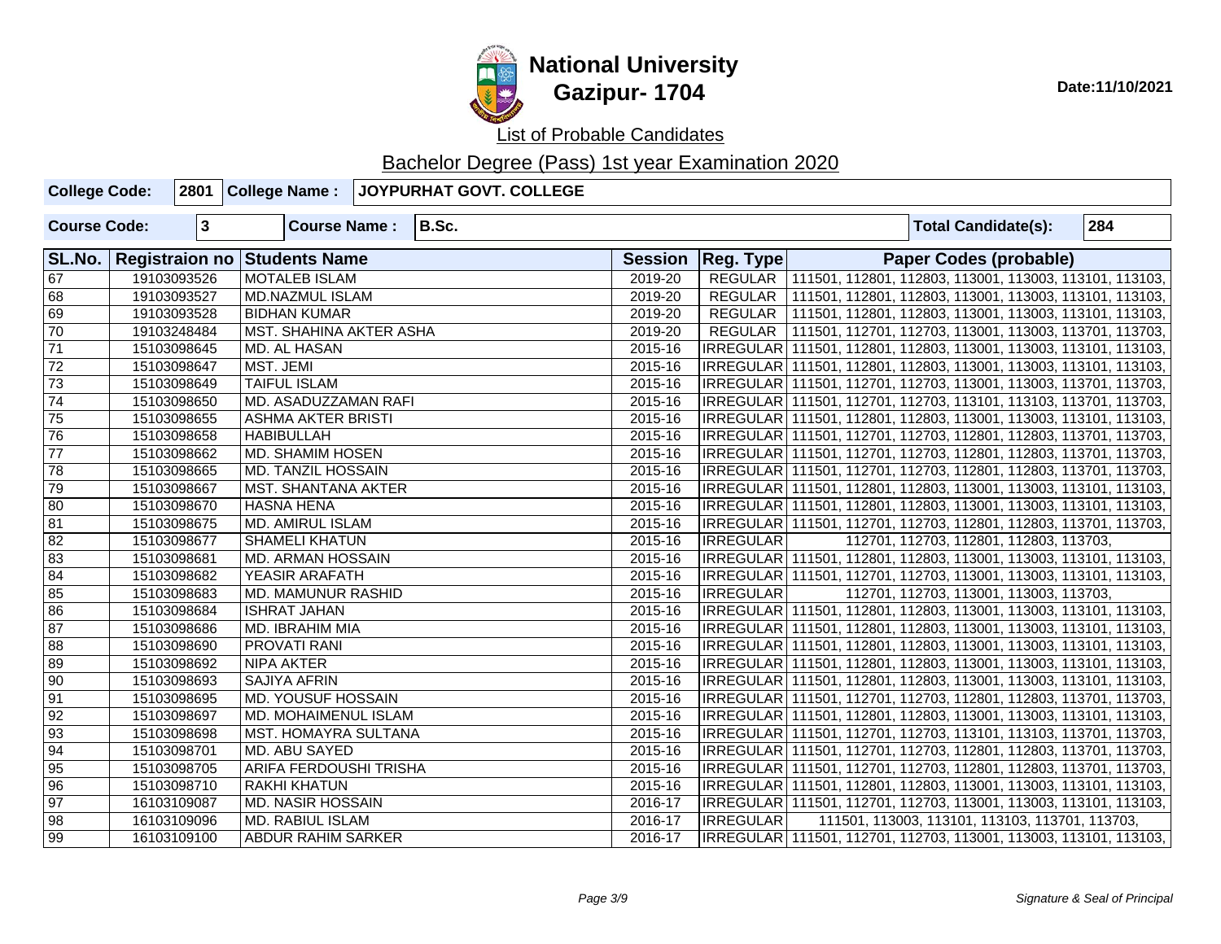# National University
## Gazipur- 1704

Date:11/10/2021

List of Probable Candidates

Bachelor Degree (Pass) 1st year Examination 2020

| College Code: | 2801 | College Name : | JOYPURHAT GOVT. COLLEGE |
|---|---|---|---|

| Course Code: | 3 | Course Name : | B.Sc. | Total Candidate(s): | 284 |
|---|---|---|---|---|---|

| SL.No. | Registraion no | Students Name | Session | Reg. Type | Paper Codes (probable) |
|---|---|---|---|---|---|
| 67 | 19103093526 | MOTALEB ISLAM | 2019-20 | REGULAR | 111501, 112801, 112803, 113001, 113003, 113101, 113103, |
| 68 | 19103093527 | MD.NAZMUL ISLAM | 2019-20 | REGULAR | 111501, 112801, 112803, 113001, 113003, 113101, 113103, |
| 69 | 19103093528 | BIDHAN KUMAR | 2019-20 | REGULAR | 111501, 112801, 112803, 113001, 113003, 113101, 113103, |
| 70 | 19103248484 | MST. SHAHINA AKTER ASHA | 2019-20 | REGULAR | 111501, 112701, 112703, 113001, 113003, 113701, 113703, |
| 71 | 15103098645 | MD. AL HASAN | 2015-16 | IRREGULAR | 111501, 112801, 112803, 113001, 113003, 113101, 113103, |
| 72 | 15103098647 | MST. JEMI | 2015-16 | IRREGULAR | 111501, 112801, 112803, 113001, 113003, 113101, 113103, |
| 73 | 15103098649 | TAIFUL ISLAM | 2015-16 | IRREGULAR | 111501, 112701, 112703, 113001, 113003, 113701, 113703, |
| 74 | 15103098650 | MD. ASADUZZAMAN RAFI | 2015-16 | IRREGULAR | 111501, 112701, 112703, 113101, 113103, 113701, 113703, |
| 75 | 15103098655 | ASHMA AKTER BRISTI | 2015-16 | IRREGULAR | 111501, 112801, 112803, 113001, 113003, 113101, 113103, |
| 76 | 15103098658 | HABIBULLAH | 2015-16 | IRREGULAR | 111501, 112701, 112703, 112801, 112803, 113701, 113703, |
| 77 | 15103098662 | MD. SHAMIM HOSEN | 2015-16 | IRREGULAR | 111501, 112701, 112703, 112801, 112803, 113701, 113703, |
| 78 | 15103098665 | MD. TANZIL HOSSAIN | 2015-16 | IRREGULAR | 111501, 112701, 112703, 112801, 112803, 113701, 113703, |
| 79 | 15103098667 | MST. SHANTANA AKTER | 2015-16 | IRREGULAR | 111501, 112801, 112803, 113001, 113003, 113101, 113103, |
| 80 | 15103098670 | HASNA HENA | 2015-16 | IRREGULAR | 111501, 112801, 112803, 113001, 113003, 113101, 113103, |
| 81 | 15103098675 | MD. AMIRUL ISLAM | 2015-16 | IRREGULAR | 111501, 112701, 112703, 112801, 112803, 113701, 113703, |
| 82 | 15103098677 | SHAMELI KHATUN | 2015-16 | IRREGULAR | 112701, 112703, 112801, 112803, 113703, |
| 83 | 15103098681 | MD. ARMAN HOSSAIN | 2015-16 | IRREGULAR | 111501, 112801, 112803, 113001, 113003, 113101, 113103, |
| 84 | 15103098682 | YEASIR ARAFATH | 2015-16 | IRREGULAR | 111501, 112701, 112703, 113001, 113003, 113101, 113103, |
| 85 | 15103098683 | MD. MAMUNUR RASHID | 2015-16 | IRREGULAR | 112701, 112703, 113001, 113003, 113703, |
| 86 | 15103098684 | ISHRAT JAHAN | 2015-16 | IRREGULAR | 111501, 112801, 112803, 113001, 113003, 113101, 113103, |
| 87 | 15103098686 | MD. IBRAHIM MIA | 2015-16 | IRREGULAR | 111501, 112801, 112803, 113001, 113003, 113101, 113103, |
| 88 | 15103098690 | PROVATI RANI | 2015-16 | IRREGULAR | 111501, 112801, 112803, 113001, 113003, 113101, 113103, |
| 89 | 15103098692 | NIPA AKTER | 2015-16 | IRREGULAR | 111501, 112801, 112803, 113001, 113003, 113101, 113103, |
| 90 | 15103098693 | SAJIYA AFRIN | 2015-16 | IRREGULAR | 111501, 112801, 112803, 113001, 113003, 113101, 113103, |
| 91 | 15103098695 | MD. YOUSUF HOSSAIN | 2015-16 | IRREGULAR | 111501, 112701, 112703, 112801, 112803, 113701, 113703, |
| 92 | 15103098697 | MD. MOHAIMENUL ISLAM | 2015-16 | IRREGULAR | 111501, 112801, 112803, 113001, 113003, 113101, 113103, |
| 93 | 15103098698 | MST. HOMAYRA SULTANA | 2015-16 | IRREGULAR | 111501, 112701, 112703, 113101, 113103, 113701, 113703, |
| 94 | 15103098701 | MD. ABU SAYED | 2015-16 | IRREGULAR | 111501, 112701, 112703, 112801, 112803, 113701, 113703, |
| 95 | 15103098705 | ARIFA FERDOUSHI TRISHA | 2015-16 | IRREGULAR | 111501, 112701, 112703, 112801, 112803, 113701, 113703, |
| 96 | 15103098710 | RAKHI KHATUN | 2015-16 | IRREGULAR | 111501, 112801, 112803, 113001, 113003, 113101, 113103, |
| 97 | 16103109087 | MD. NASIR HOSSAIN | 2016-17 | IRREGULAR | 111501, 112801, 112803, 113001, 113003, 113101, 113103, |
| 98 | 16103109096 | MD. RABIUL ISLAM | 2016-17 | IRREGULAR | 111501, 113003, 113101, 113103, 113701, 113703, |
| 99 | 16103109100 | ABDUR RAHIM SARKER | 2016-17 | IRREGULAR | 111501, 112701, 112703, 113001, 113003, 113101, 113103, |

*Signature & Seal of Principal*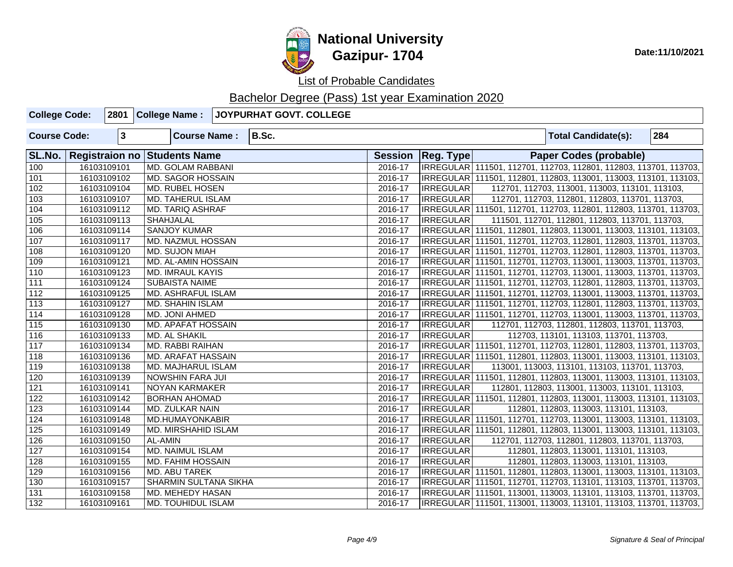# National University
## Gazipur- 1704

Date:11/10/2021

List of Probable Candidates

Bachelor Degree (Pass) 1st year Examination 2020

| College Code: | 2801 | College Name : | JOYPURHAT GOVT. COLLEGE |
|---|---|---|---|
| Course Code: | 3 | Course Name : | B.Sc. |
| Total Candidate(s): | 284 | | |

| SL.No. | Registraion no | Students Name | Session | Reg. Type | Paper Codes (probable) |
|---|---|---|---|---|---|
| 100 | 16103109101 | MD. GOLAM RABBANI | 2016-17 | IRREGULAR | 111501, 112701, 112703, 112801, 112803, 113701, 113703, |
| 101 | 16103109102 | MD. SAGOR HOSSAIN | 2016-17 | IRREGULAR | 111501, 112801, 112803, 113001, 113003, 113101, 113103, |
| 102 | 16103109104 | MD. RUBEL HOSEN | 2016-17 | IRREGULAR | 112701, 112703, 113001, 113003, 113101, 113103, |
| 103 | 16103109107 | MD. TAHERUL ISLAM | 2016-17 | IRREGULAR | 112701, 112703, 112801, 112803, 113701, 113703, |
| 104 | 16103109112 | MD. TARIQ ASHRAF | 2016-17 | IRREGULAR | 111501, 112701, 112703, 112801, 112803, 113701, 113703, |
| 105 | 16103109113 | SHAHJALAL | 2016-17 | IRREGULAR | 111501, 112701, 112801, 112803, 113701, 113703, |
| 106 | 16103109114 | SANJOY KUMAR | 2016-17 | IRREGULAR | 111501, 112801, 112803, 113001, 113003, 113101, 113103, |
| 107 | 16103109117 | MD. NAZMUL HOSSAN | 2016-17 | IRREGULAR | 111501, 112701, 112703, 112801, 112803, 113701, 113703, |
| 108 | 16103109120 | MD. SUJON MIAH | 2016-17 | IRREGULAR | 111501, 112701, 112703, 112801, 112803, 113701, 113703, |
| 109 | 16103109121 | MD. AL-AMIN HOSSAIN | 2016-17 | IRREGULAR | 111501, 112701, 112703, 113001, 113003, 113701, 113703, |
| 110 | 16103109123 | MD. IMRAUL KAYIS | 2016-17 | IRREGULAR | 111501, 112701, 112703, 113001, 113003, 113701, 113703, |
| 111 | 16103109124 | SUBAISTA NAIME | 2016-17 | IRREGULAR | 111501, 112701, 112703, 112801, 112803, 113701, 113703, |
| 112 | 16103109125 | MD. ASHRAFUL ISLAM | 2016-17 | IRREGULAR | 111501, 112701, 112703, 113001, 113003, 113701, 113703, |
| 113 | 16103109127 | MD. SHAHIN ISLAM | 2016-17 | IRREGULAR | 111501, 112701, 112703, 112801, 112803, 113701, 113703, |
| 114 | 16103109128 | MD. JONI AHMED | 2016-17 | IRREGULAR | 111501, 112701, 112703, 113001, 113003, 113701, 113703, |
| 115 | 16103109130 | MD. APAFAT HOSSAIN | 2016-17 | IRREGULAR | 112701, 112703, 112801, 112803, 113701, 113703, |
| 116 | 16103109133 | MD. AL SHAKIL | 2016-17 | IRREGULAR | 112703, 113101, 113103, 113701, 113703, |
| 117 | 16103109134 | MD. RABBI RAIHAN | 2016-17 | IRREGULAR | 111501, 112701, 112703, 112801, 112803, 113701, 113703, |
| 118 | 16103109136 | MD. ARAFAT HASSAIN | 2016-17 | IRREGULAR | 111501, 112801, 112803, 113001, 113003, 113101, 113103, |
| 119 | 16103109138 | MD. MAJHARUL ISLAM | 2016-17 | IRREGULAR | 113001, 113003, 113101, 113103, 113701, 113703, |
| 120 | 16103109139 | NOWSHIN FARA JUI | 2016-17 | IRREGULAR | 111501, 112801, 112803, 113001, 113003, 113101, 113103, |
| 121 | 16103109141 | NOYAN KARMAKER | 2016-17 | IRREGULAR | 112801, 112803, 113001, 113003, 113101, 113103, |
| 122 | 16103109142 | BORHAN AHOMAD | 2016-17 | IRREGULAR | 111501, 112801, 112803, 113001, 113003, 113101, 113103, |
| 123 | 16103109144 | MD. ZULKAR NAIN | 2016-17 | IRREGULAR | 112801, 112803, 113003, 113101, 113103, |
| 124 | 16103109148 | MD.HUMAYONKABIR | 2016-17 | IRREGULAR | 111501, 112701, 112703, 113001, 113003, 113101, 113103, |
| 125 | 16103109149 | MD. MIRSHAHID ISLAM | 2016-17 | IRREGULAR | 111501, 112801, 112803, 113001, 113003, 113101, 113103, |
| 126 | 16103109150 | AL-AMIN | 2016-17 | IRREGULAR | 112701, 112703, 112801, 112803, 113701, 113703, |
| 127 | 16103109154 | MD. NAIMUL ISLAM | 2016-17 | IRREGULAR | 112801, 112803, 113001, 113101, 113103, |
| 128 | 16103109155 | MD. FAHIM HOSSAIN | 2016-17 | IRREGULAR | 112801, 112803, 113003, 113101, 113103, |
| 129 | 16103109156 | MD. ABU TAREK | 2016-17 | IRREGULAR | 111501, 112801, 112803, 113001, 113003, 113101, 113103, |
| 130 | 16103109157 | SHARMIN SULTANA SIKHA | 2016-17 | IRREGULAR | 111501, 112701, 112703, 113101, 113103, 113701, 113703, |
| 131 | 16103109158 | MD. MEHEDY HASAN | 2016-17 | IRREGULAR | 111501, 113001, 113003, 113101, 113103, 113701, 113703, |
| 132 | 16103109161 | MD. TOUHIDUL ISLAM | 2016-17 | IRREGULAR | 111501, 113001, 113003, 113101, 113103, 113701, 113703, |

*Signature & Seal of Principal*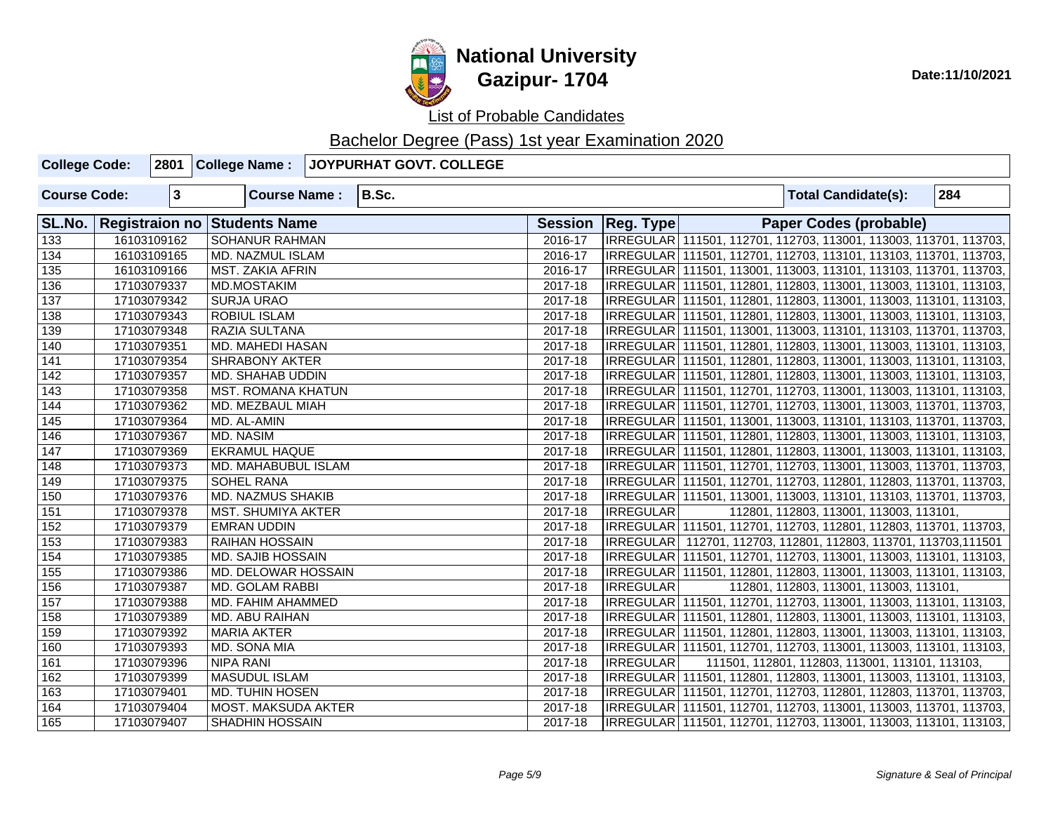# National University
## Gazipur- 1704

Date:11/10/2021

List of Probable Candidates

Bachelor Degree (Pass) 1st year Examination 2020

| College Code: | 2801 | College Name : | JOYPURHAT GOVT. COLLEGE |
|---|---|---|---|

| Course Code: | 3 | Course Name : | B.Sc. | Total Candidate(s): | 284 |
|---|---|---|---|---|---|

| SL.No. | Registraion no | Students Name | Session | Reg. Type | Paper Codes (probable) |
|---|---|---|---|---|---|
| 133 | 16103109162 | SOHANUR RAHMAN | 2016-17 | IRREGULAR | 111501, 112701, 112703, 113001, 113003, 113701, 113703, |
| 134 | 16103109165 | MD. NAZMUL ISLAM | 2016-17 | IRREGULAR | 111501, 112701, 112703, 113101, 113103, 113701, 113703, |
| 135 | 16103109166 | MST. ZAKIA AFRIN | 2016-17 | IRREGULAR | 111501, 113001, 113003, 113101, 113103, 113701, 113703, |
| 136 | 17103079337 | MD.MOSTAKIM | 2017-18 | IRREGULAR | 111501, 112801, 112803, 113001, 113003, 113101, 113103, |
| 137 | 17103079342 | SURJA URAO | 2017-18 | IRREGULAR | 111501, 112801, 112803, 113001, 113003, 113101, 113103, |
| 138 | 17103079343 | ROBIUL ISLAM | 2017-18 | IRREGULAR | 111501, 112801, 112803, 113001, 113003, 113101, 113103, |
| 139 | 17103079348 | RAZIA SULTANA | 2017-18 | IRREGULAR | 111501, 113001, 113003, 113101, 113103, 113701, 113703, |
| 140 | 17103079351 | MD. MAHEDI HASAN | 2017-18 | IRREGULAR | 111501, 112801, 112803, 113001, 113003, 113101, 113103, |
| 141 | 17103079354 | SHRABONY AKTER | 2017-18 | IRREGULAR | 111501, 112801, 112803, 113001, 113003, 113101, 113103, |
| 142 | 17103079357 | MD. SHAHAB UDDIN | 2017-18 | IRREGULAR | 111501, 112801, 112803, 113001, 113003, 113101, 113103, |
| 143 | 17103079358 | MST. ROMANA KHATUN | 2017-18 | IRREGULAR | 111501, 112701, 112703, 113001, 113003, 113101, 113103, |
| 144 | 17103079362 | MD. MEZBAUL MIAH | 2017-18 | IRREGULAR | 111501, 112701, 112703, 113001, 113003, 113701, 113703, |
| 145 | 17103079364 | MD. AL-AMIN | 2017-18 | IRREGULAR | 111501, 113001, 113003, 113101, 113103, 113701, 113703, |
| 146 | 17103079367 | MD. NASIM | 2017-18 | IRREGULAR | 111501, 112801, 112803, 113001, 113003, 113101, 113103, |
| 147 | 17103079369 | EKRAMUL HAQUE | 2017-18 | IRREGULAR | 111501, 112801, 112803, 113001, 113003, 113101, 113103, |
| 148 | 17103079373 | MD. MAHABUBUL ISLAM | 2017-18 | IRREGULAR | 111501, 112701, 112703, 113001, 113003, 113701, 113703, |
| 149 | 17103079375 | SOHEL RANA | 2017-18 | IRREGULAR | 111501, 112701, 112703, 112801, 112803, 113701, 113703, |
| 150 | 17103079376 | MD. NAZMUS SHAKIB | 2017-18 | IRREGULAR | 111501, 113001, 113003, 113101, 113103, 113701, 113703, |
| 151 | 17103079378 | MST. SHUMIYA AKTER | 2017-18 | IRREGULAR | 112801, 112803, 113001, 113003, 113101, |
| 152 | 17103079379 | EMRAN UDDIN | 2017-18 | IRREGULAR | 111501, 112701, 112703, 112801, 112803, 113701, 113703, |
| 153 | 17103079383 | RAIHAN HOSSAIN | 2017-18 | IRREGULAR | 112701, 112703, 112801, 112803, 113701, 113703,111501 |
| 154 | 17103079385 | MD. SAJIB HOSSAIN | 2017-18 | IRREGULAR | 111501, 112701, 112703, 113001, 113003, 113101, 113103, |
| 155 | 17103079386 | MD. DELOWAR HOSSAIN | 2017-18 | IRREGULAR | 111501, 112801, 112803, 113001, 113003, 113101, 113103, |
| 156 | 17103079387 | MD. GOLAM RABBI | 2017-18 | IRREGULAR | 112801, 112803, 113001, 113003, 113101, |
| 157 | 17103079388 | MD. FAHIM AHAMMED | 2017-18 | IRREGULAR | 111501, 112701, 112703, 113001, 113003, 113101, 113103, |
| 158 | 17103079389 | MD. ABU RAIHAN | 2017-18 | IRREGULAR | 111501, 112801, 112803, 113001, 113003, 113101, 113103, |
| 159 | 17103079392 | MARIA AKTER | 2017-18 | IRREGULAR | 111501, 112801, 112803, 113001, 113003, 113101, 113103, |
| 160 | 17103079393 | MD. SONA MIA | 2017-18 | IRREGULAR | 111501, 112701, 112703, 113001, 113003, 113101, 113103, |
| 161 | 17103079396 | NIPA RANI | 2017-18 | IRREGULAR | 111501, 112801, 112803, 113001, 113101, 113103, |
| 162 | 17103079399 | MASUDUL ISLAM | 2017-18 | IRREGULAR | 111501, 112801, 112803, 113001, 113003, 113101, 113103, |
| 163 | 17103079401 | MD. TUHIN HOSEN | 2017-18 | IRREGULAR | 111501, 112701, 112703, 112801, 112803, 113701, 113703, |
| 164 | 17103079404 | MOST. MAKSUDA AKTER | 2017-18 | IRREGULAR | 111501, 112701, 112703, 113001, 113003, 113701, 113703, |
| 165 | 17103079407 | SHADHIN HOSSAIN | 2017-18 | IRREGULAR | 111501, 112701, 112703, 113001, 113003, 113101, 113103, |

*Signature & Seal of Principal*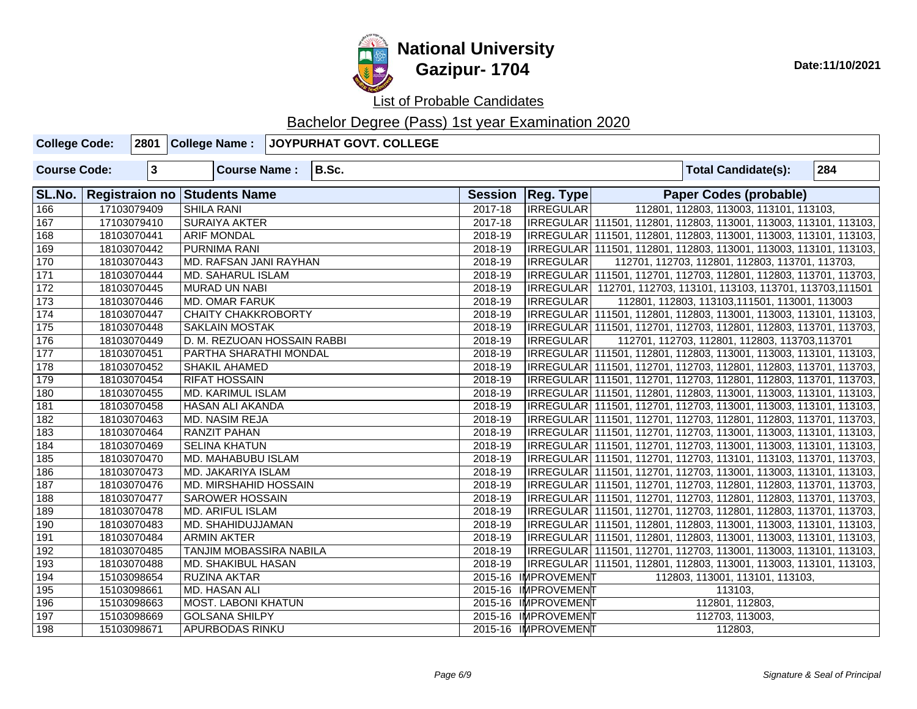# National University
## Gazipur- 1704

**Date:11/10/2021**

List of Probable Candidates

Bachelor Degree (Pass) 1st year Examination 2020

| **College Code:** | **2801** | **College Name :** | **JOYPURHAT GOVT. COLLEGE** |
|---|---|---|---|

| **Course Code:** | **3** | **Course Name :** | **B.Sc.** | **Total Candidate(s):** | **284** |
|---|---|---|---|---|---|

| SL.No. | Registraion no | Students Name | Session | Reg. Type | Paper Codes (probable) |
|---|---|---|---|---|---|
| 166 | 17103079409 | SHILA RANI | 2017-18 | IRREGULAR | 112801, 112803, 113003, 113101, 113103, |
| 167 | 17103079410 | SURAIYA AKTER | 2017-18 | IRREGULAR | 111501, 112801, 112803, 113001, 113003, 113101, 113103, |
| 168 | 18103070441 | ARIF MONDAL | 2018-19 | IRREGULAR | 111501, 112801, 112803, 113001, 113003, 113101, 113103, |
| 169 | 18103070442 | PURNIMA RANI | 2018-19 | IRREGULAR | 111501, 112801, 112803, 113001, 113003, 113101, 113103, |
| 170 | 18103070443 | MD. RAFSAN JANI RAYHAN | 2018-19 | IRREGULAR | 112701, 112703, 112801, 112803, 113701, 113703, |
| 171 | 18103070444 | MD. SAHARUL ISLAM | 2018-19 | IRREGULAR | 111501, 112701, 112703, 112801, 112803, 113701, 113703, |
| 172 | 18103070445 | MURAD UN NABI | 2018-19 | IRREGULAR | 112701, 112703, 113101, 113103, 113701, 113703,111501 |
| 173 | 18103070446 | MD. OMAR FARUK | 2018-19 | IRREGULAR | 112801, 112803, 113103,111501, 113001, 113003 |
| 174 | 18103070447 | CHAITY CHAKKROBORTY | 2018-19 | IRREGULAR | 111501, 112801, 112803, 113001, 113003, 113101, 113103, |
| 175 | 18103070448 | SAKLAIN MOSTAK | 2018-19 | IRREGULAR | 111501, 112701, 112703, 112801, 112803, 113701, 113703, |
| 176 | 18103070449 | D. M. REZUOAN HOSSAIN RABBI | 2018-19 | IRREGULAR | 112701, 112703, 112801, 112803, 113703,113701 |
| 177 | 18103070451 | PARTHA SHARATHI MONDAL | 2018-19 | IRREGULAR | 111501, 112801, 112803, 113001, 113003, 113101, 113103, |
| 178 | 18103070452 | SHAKIL AHAMED | 2018-19 | IRREGULAR | 111501, 112701, 112703, 112801, 112803, 113701, 113703, |
| 179 | 18103070454 | RIFAT HOSSAIN | 2018-19 | IRREGULAR | 111501, 112701, 112703, 112801, 112803, 113701, 113703, |
| 180 | 18103070455 | MD. KARIMUL ISLAM | 2018-19 | IRREGULAR | 111501, 112801, 112803, 113001, 113003, 113101, 113103, |
| 181 | 18103070458 | HASAN ALI AKANDA | 2018-19 | IRREGULAR | 111501, 112701, 112703, 113001, 113003, 113101, 113103, |
| 182 | 18103070463 | MD. NASIM REJA | 2018-19 | IRREGULAR | 111501, 112701, 112703, 112801, 112803, 113701, 113703, |
| 183 | 18103070464 | RANZIT PAHAN | 2018-19 | IRREGULAR | 111501, 112701, 112703, 113001, 113003, 113101, 113103, |
| 184 | 18103070469 | SELINA KHATUN | 2018-19 | IRREGULAR | 111501, 112701, 112703, 113001, 113003, 113101, 113103, |
| 185 | 18103070470 | MD. MAHABUBU ISLAM | 2018-19 | IRREGULAR | 111501, 112701, 112703, 113101, 113103, 113701, 113703, |
| 186 | 18103070473 | MD. JAKARIYA ISLAM | 2018-19 | IRREGULAR | 111501, 112701, 112703, 113001, 113003, 113101, 113103, |
| 187 | 18103070476 | MD. MIRSHAHID HOSSAIN | 2018-19 | IRREGULAR | 111501, 112701, 112703, 112801, 112803, 113701, 113703, |
| 188 | 18103070477 | SAROWER HOSSAIN | 2018-19 | IRREGULAR | 111501, 112701, 112703, 112801, 112803, 113701, 113703, |
| 189 | 18103070478 | MD. ARIFUL ISLAM | 2018-19 | IRREGULAR | 111501, 112701, 112703, 112801, 112803, 113701, 113703, |
| 190 | 18103070483 | MD. SHAHIDUJJAMAN | 2018-19 | IRREGULAR | 111501, 112801, 112803, 113001, 113003, 113101, 113103, |
| 191 | 18103070484 | ARMIN AKTER | 2018-19 | IRREGULAR | 111501, 112801, 112803, 113001, 113003, 113101, 113103, |
| 192 | 18103070485 | TANJIM MOBASSIRA NABILA | 2018-19 | IRREGULAR | 111501, 112701, 112703, 113001, 113003, 113101, 113103, |
| 193 | 18103070488 | MD. SHAKIBUL HASAN | 2018-19 | IRREGULAR | 111501, 112801, 112803, 113001, 113003, 113101, 113103, |
| 194 | 15103098654 | RUZINA AKTAR | 2015-16 | IMPROVEMENT | 112803, 113001, 113101, 113103, |
| 195 | 15103098661 | MD. HASAN ALI | 2015-16 | IMPROVEMENT | 113103, |
| 196 | 15103098663 | MOST. LABONI KHATUN | 2015-16 | IMPROVEMENT | 112801, 112803, |
| 197 | 15103098669 | GOLSANA SHILPY | 2015-16 | IMPROVEMENT | 112703, 113003, |
| 198 | 15103098671 | APURBODAS RINKU | 2015-16 | IMPROVEMENT | 112803, |

*Signature & Seal of Principal*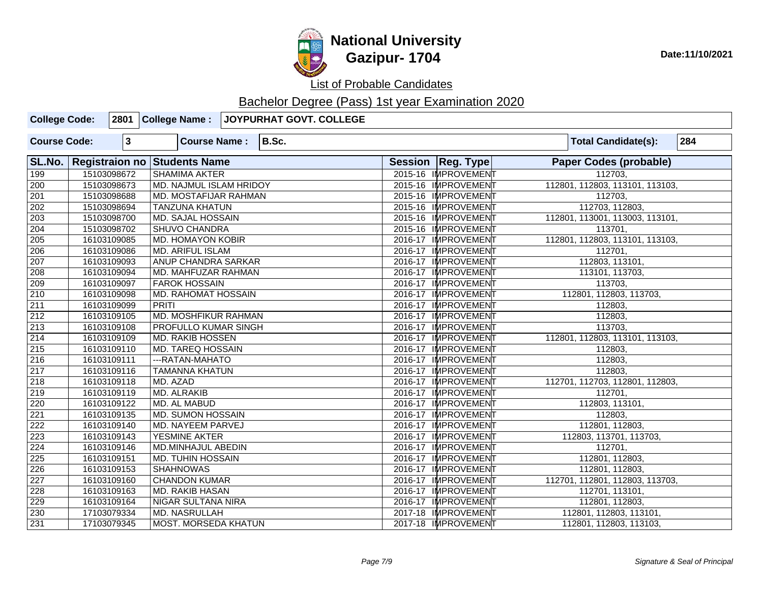# National University
## Gazipur- 1704

Date:11/10/2021

List of Probable Candidates

Bachelor Degree (Pass) 1st year Examination 2020

| College Code: | 2801 | College Name : | JOYPURHAT GOVT. COLLEGE |
|---|---|---|---|

| Course Code: | 3 | Course Name : | B.Sc. | Total Candidate(s): | 284 |
|---|---|---|---|---|---|

| SL.No. | Registraion no | Students Name | Session | Reg. Type | Paper Codes (probable) |
|---|---|---|---|---|---|
| 199 | 15103098672 | SHAMIMA AKTER | 2015-16 | IMPROVEMENT | 112703, |
| 200 | 15103098673 | MD. NAJMUL ISLAM HRIDOY | 2015-16 | IMPROVEMENT | 112801, 112803, 113101, 113103, |
| 201 | 15103098688 | MD. MOSTAFIJAR RAHMAN | 2015-16 | IMPROVEMENT | 112703, |
| 202 | 15103098694 | TANZUNA KHATUN | 2015-16 | IMPROVEMENT | 112703, 112803, |
| 203 | 15103098700 | MD. SAJAL HOSSAIN | 2015-16 | IMPROVEMENT | 112801, 113001, 113003, 113101, |
| 204 | 15103098702 | SHUVO CHANDRA | 2015-16 | IMPROVEMENT | 113701, |
| 205 | 16103109085 | MD. HOMAYON KOBIR | 2016-17 | IMPROVEMENT | 112801, 112803, 113101, 113103, |
| 206 | 16103109086 | MD. ARIFUL ISLAM | 2016-17 | IMPROVEMENT | 112701, |
| 207 | 16103109093 | ANUP CHANDRA SARKAR | 2016-17 | IMPROVEMENT | 112803, 113101, |
| 208 | 16103109094 | MD. MAHFUZAR RAHMAN | 2016-17 | IMPROVEMENT | 113101, 113703, |
| 209 | 16103109097 | FAROK HOSSAIN | 2016-17 | IMPROVEMENT | 113703, |
| 210 | 16103109098 | MD. RAHOMAT HOSSAIN | 2016-17 | IMPROVEMENT | 112801, 112803, 113703, |
| 211 | 16103109099 | PRITI | 2016-17 | IMPROVEMENT | 112803, |
| 212 | 16103109105 | MD. MOSHFIKUR RAHMAN | 2016-17 | IMPROVEMENT | 112803, |
| 213 | 16103109108 | PROFULLO KUMAR SINGH | 2016-17 | IMPROVEMENT | 113703, |
| 214 | 16103109109 | MD. RAKIB HOSSEN | 2016-17 | IMPROVEMENT | 112801, 112803, 113101, 113103, |
| 215 | 16103109110 | MD. TAREQ HOSSAIN | 2016-17 | IMPROVEMENT | 112803, |
| 216 | 16103109111 | ---RATAN-MAHATO | 2016-17 | IMPROVEMENT | 112803, |
| 217 | 16103109116 | TAMANNA KHATUN | 2016-17 | IMPROVEMENT | 112803, |
| 218 | 16103109118 | MD. AZAD | 2016-17 | IMPROVEMENT | 112701, 112703, 112801, 112803, |
| 219 | 16103109119 | MD. ALRAKIB | 2016-17 | IMPROVEMENT | 112701, |
| 220 | 16103109122 | MD. AL MABUD | 2016-17 | IMPROVEMENT | 112803, 113101, |
| 221 | 16103109135 | MD. SUMON HOSSAIN | 2016-17 | IMPROVEMENT | 112803, |
| 222 | 16103109140 | MD. NAYEEM PARVEJ | 2016-17 | IMPROVEMENT | 112801, 112803, |
| 223 | 16103109143 | YESMINE AKTER | 2016-17 | IMPROVEMENT | 112803, 113701, 113703, |
| 224 | 16103109146 | MD.MINHAJUL ABEDIN | 2016-17 | IMPROVEMENT | 112701, |
| 225 | 16103109151 | MD. TUHIN HOSSAIN | 2016-17 | IMPROVEMENT | 112801, 112803, |
| 226 | 16103109153 | SHAHNOWAS | 2016-17 | IMPROVEMENT | 112801, 112803, |
| 227 | 16103109160 | CHANDON KUMAR | 2016-17 | IMPROVEMENT | 112701, 112801, 112803, 113703, |
| 228 | 16103109163 | MD. RAKIB HASAN | 2016-17 | IMPROVEMENT | 112701, 113101, |
| 229 | 16103109164 | NIGAR SULTANA NIRA | 2016-17 | IMPROVEMENT | 112801, 112803, |
| 230 | 17103079334 | MD. NASRULLAH | 2017-18 | IMPROVEMENT | 112801, 112803, 113101, |
| 231 | 17103079345 | MOST. MORSEDA KHATUN | 2017-18 | IMPROVEMENT | 112801, 112803, 113103, |

*Signature & Seal of Principal*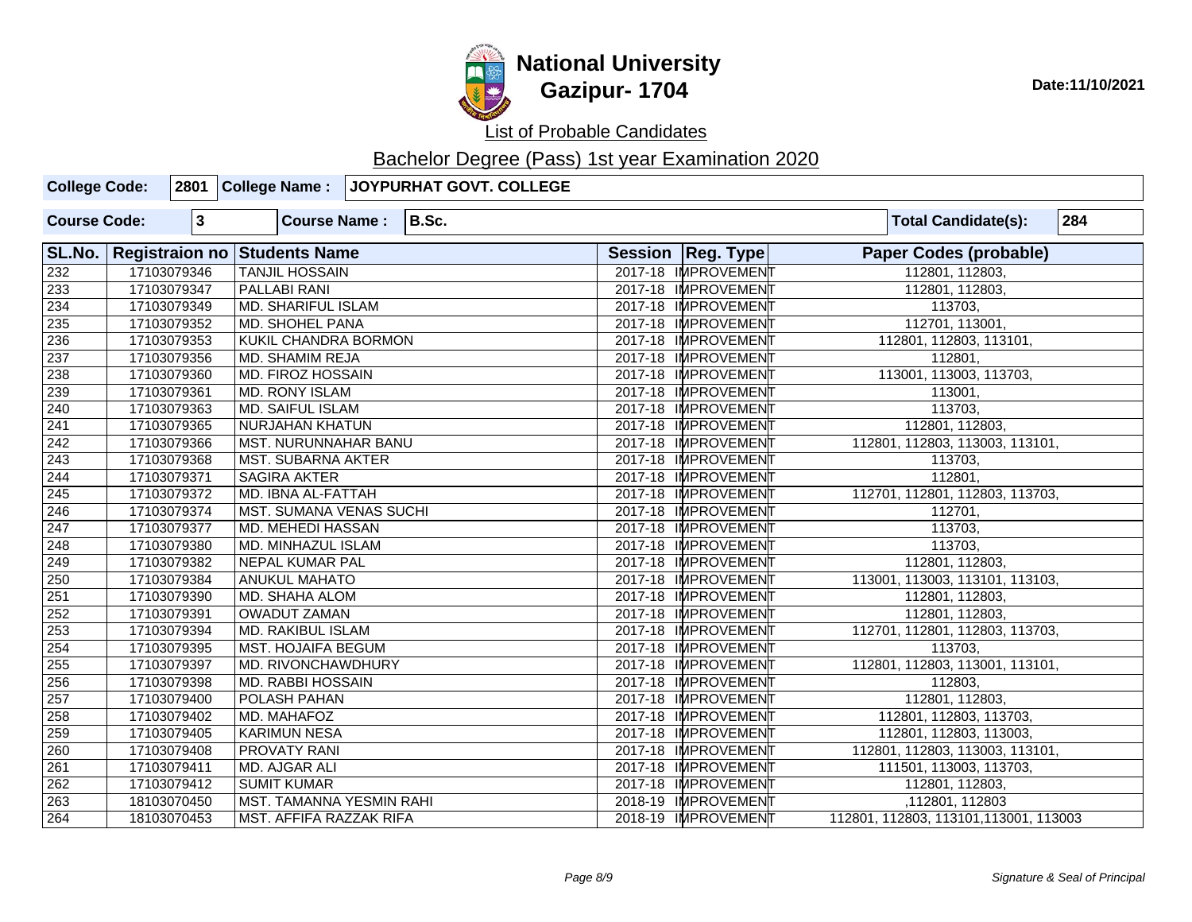# National University
## Gazipur- 1704

Date:11/10/2021

List of Probable Candidates

Bachelor Degree (Pass) 1st year Examination 2020

| College Code: | 2801 | College Name : | JOYPURHAT GOVT. COLLEGE |
|---|---|---|---|

| Course Code: | 3 | Course Name : | B.Sc. | Total Candidate(s): | 284 |
|---|---|---|---|---|---|

| SL.No. | Registraion no | Students Name | Session | Reg. Type | Paper Codes (probable) |
|---|---|---|---|---|---|
| 232 | 17103079346 | TANJIL HOSSAIN | 2017-18 | IMPROVEMENT | 112801, 112803, |
| 233 | 17103079347 | PALLABI RANI | 2017-18 | IMPROVEMENT | 112801, 112803, |
| 234 | 17103079349 | MD. SHARIFUL ISLAM | 2017-18 | IMPROVEMENT | 113703, |
| 235 | 17103079352 | MD. SHOHEL PANA | 2017-18 | IMPROVEMENT | 112701, 113001, |
| 236 | 17103079353 | KUKIL CHANDRA BORMON | 2017-18 | IMPROVEMENT | 112801, 112803, 113101, |
| 237 | 17103079356 | MD. SHAMIM REJA | 2017-18 | IMPROVEMENT | 112801, |
| 238 | 17103079360 | MD. FIROZ HOSSAIN | 2017-18 | IMPROVEMENT | 113001, 113003, 113703, |
| 239 | 17103079361 | MD. RONY ISLAM | 2017-18 | IMPROVEMENT | 113001, |
| 240 | 17103079363 | MD. SAIFUL ISLAM | 2017-18 | IMPROVEMENT | 113703, |
| 241 | 17103079365 | NURJAHAN KHATUN | 2017-18 | IMPROVEMENT | 112801, 112803, |
| 242 | 17103079366 | MST. NURUNNAHAR BANU | 2017-18 | IMPROVEMENT | 112801, 112803, 113003, 113101, |
| 243 | 17103079368 | MST. SUBARNA AKTER | 2017-18 | IMPROVEMENT | 113703, |
| 244 | 17103079371 | SAGIRA AKTER | 2017-18 | IMPROVEMENT | 112801, |
| 245 | 17103079372 | MD. IBNA AL-FATTAH | 2017-18 | IMPROVEMENT | 112701, 112801, 112803, 113703, |
| 246 | 17103079374 | MST. SUMANA VENAS SUCHI | 2017-18 | IMPROVEMENT | 112701, |
| 247 | 17103079377 | MD. MEHEDI HASSAN | 2017-18 | IMPROVEMENT | 113703, |
| 248 | 17103079380 | MD. MINHAZUL ISLAM | 2017-18 | IMPROVEMENT | 113703, |
| 249 | 17103079382 | NEPAL KUMAR PAL | 2017-18 | IMPROVEMENT | 112801, 112803, |
| 250 | 17103079384 | ANUKUL MAHATO | 2017-18 | IMPROVEMENT | 113001, 113003, 113101, 113103, |
| 251 | 17103079390 | MD. SHAHA ALOM | 2017-18 | IMPROVEMENT | 112801, 112803, |
| 252 | 17103079391 | OWADUT ZAMAN | 2017-18 | IMPROVEMENT | 112801, 112803, |
| 253 | 17103079394 | MD. RAKIBUL ISLAM | 2017-18 | IMPROVEMENT | 112701, 112801, 112803, 113703, |
| 254 | 17103079395 | MST. HOJAIFA BEGUM | 2017-18 | IMPROVEMENT | 113703, |
| 255 | 17103079397 | MD. RIVONCHAWDHURY | 2017-18 | IMPROVEMENT | 112801, 112803, 113001, 113101, |
| 256 | 17103079398 | MD. RABBI HOSSAIN | 2017-18 | IMPROVEMENT | 112803, |
| 257 | 17103079400 | POLASH PAHAN | 2017-18 | IMPROVEMENT | 112801, 112803, |
| 258 | 17103079402 | MD. MAHAFOZ | 2017-18 | IMPROVEMENT | 112801, 112803, 113703, |
| 259 | 17103079405 | KARIMUN NESA | 2017-18 | IMPROVEMENT | 112801, 112803, 113003, |
| 260 | 17103079408 | PROVATY RANI | 2017-18 | IMPROVEMENT | 112801, 112803, 113003, 113101, |
| 261 | 17103079411 | MD. AJGAR ALI | 2017-18 | IMPROVEMENT | 111501, 113003, 113703, |
| 262 | 17103079412 | SUMIT KUMAR | 2017-18 | IMPROVEMENT | 112801, 112803, |
| 263 | 18103070450 | MST. TAMANNA YESMIN RAHI | 2018-19 | IMPROVEMENT | ,112801, 112803 |
| 264 | 18103070453 | MST. AFFIFA RAZZAK RIFA | 2018-19 | IMPROVEMENT | 112801, 112803, 113101,113001, 113003 |

*Signature & Seal of Principal*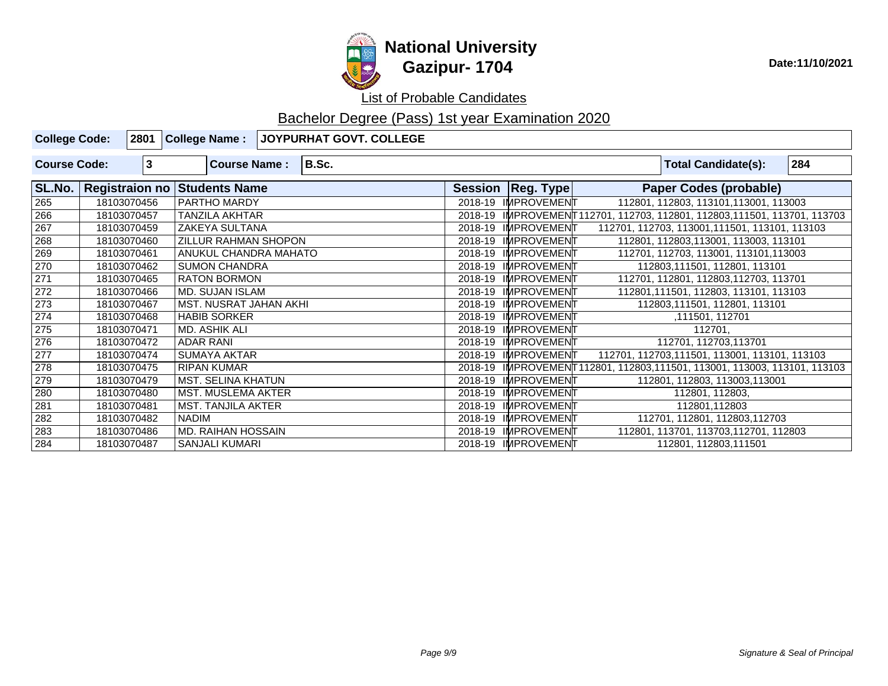# National University
## Gazipur- 1704

Date:11/10/2021

List of Probable Candidates

Bachelor Degree (Pass) 1st year Examination 2020

| College Code: | 2801 | College Name : | JOYPURHAT GOVT. COLLEGE |
|---|---|---|---|

| Course Code: | 3 | Course Name : | B.Sc. | Total Candidate(s): | 284 |
|---|---|---|---|---|---|

| SL.No. | Registraion no | Students Name | Session | Reg. Type | Paper Codes (probable) |
|---|---|---|---|---|---|
| 265 | 18103070456 | PARTHO MARDY | 2018-19 | IMPROVEMENT | 112801, 112803, 113101,113001, 113003 |
| 266 | 18103070457 | TANZILA AKHTAR | 2018-19 | IMPROVEMENT | 112701, 112703, 112801, 112803,111501, 113701, 113703 |
| 267 | 18103070459 | ZAKEYA SULTANA | 2018-19 | IMPROVEMENT | 112701, 112703, 113001,111501, 113101, 113103 |
| 268 | 18103070460 | ZILLUR RAHMAN SHOPON | 2018-19 | IMPROVEMENT | 112801, 112803,113001, 113003, 113101 |
| 269 | 18103070461 | ANUKUL CHANDRA MAHATO | 2018-19 | IMPROVEMENT | 112701, 112703, 113001, 113101,113003 |
| 270 | 18103070462 | SUMON CHANDRA | 2018-19 | IMPROVEMENT | 112803,111501, 112801, 113101 |
| 271 | 18103070465 | RATON BORMON | 2018-19 | IMPROVEMENT | 112701, 112801, 112803,112703, 113701 |
| 272 | 18103070466 | MD. SUJAN ISLAM | 2018-19 | IMPROVEMENT | 112801,111501, 112803, 113101, 113103 |
| 273 | 18103070467 | MST. NUSRAT JAHAN AKHI | 2018-19 | IMPROVEMENT | 112803,111501, 112801, 113101 |
| 274 | 18103070468 | HABIB SORKER | 2018-19 | IMPROVEMENT | ,111501, 112701 |
| 275 | 18103070471 | MD. ASHIK ALI | 2018-19 | IMPROVEMENT | 112701, |
| 276 | 18103070472 | ADAR RANI | 2018-19 | IMPROVEMENT | 112701, 112703,113701 |
| 277 | 18103070474 | SUMAYA AKTAR | 2018-19 | IMPROVEMENT | 112701, 112703,111501, 113001, 113101, 113103 |
| 278 | 18103070475 | RIPAN KUMAR | 2018-19 | IMPROVEMENT | 112801, 112803,111501, 113001, 113003, 113101, 113103 |
| 279 | 18103070479 | MST. SELINA KHATUN | 2018-19 | IMPROVEMENT | 112801, 112803, 113003,113001 |
| 280 | 18103070480 | MST. MUSLEMA AKTER | 2018-19 | IMPROVEMENT | 112801, 112803, |
| 281 | 18103070481 | MST. TANJILA AKTER | 2018-19 | IMPROVEMENT | 112801,112803 |
| 282 | 18103070482 | NADIM | 2018-19 | IMPROVEMENT | 112701, 112801, 112803,112703 |
| 283 | 18103070486 | MD. RAIHAN HOSSAIN | 2018-19 | IMPROVEMENT | 112801, 113701, 113703,112701, 112803 |
| 284 | 18103070487 | SANJALI KUMARI | 2018-19 | IMPROVEMENT | 112801, 112803,111501 |

*Signature & Seal of Principal*